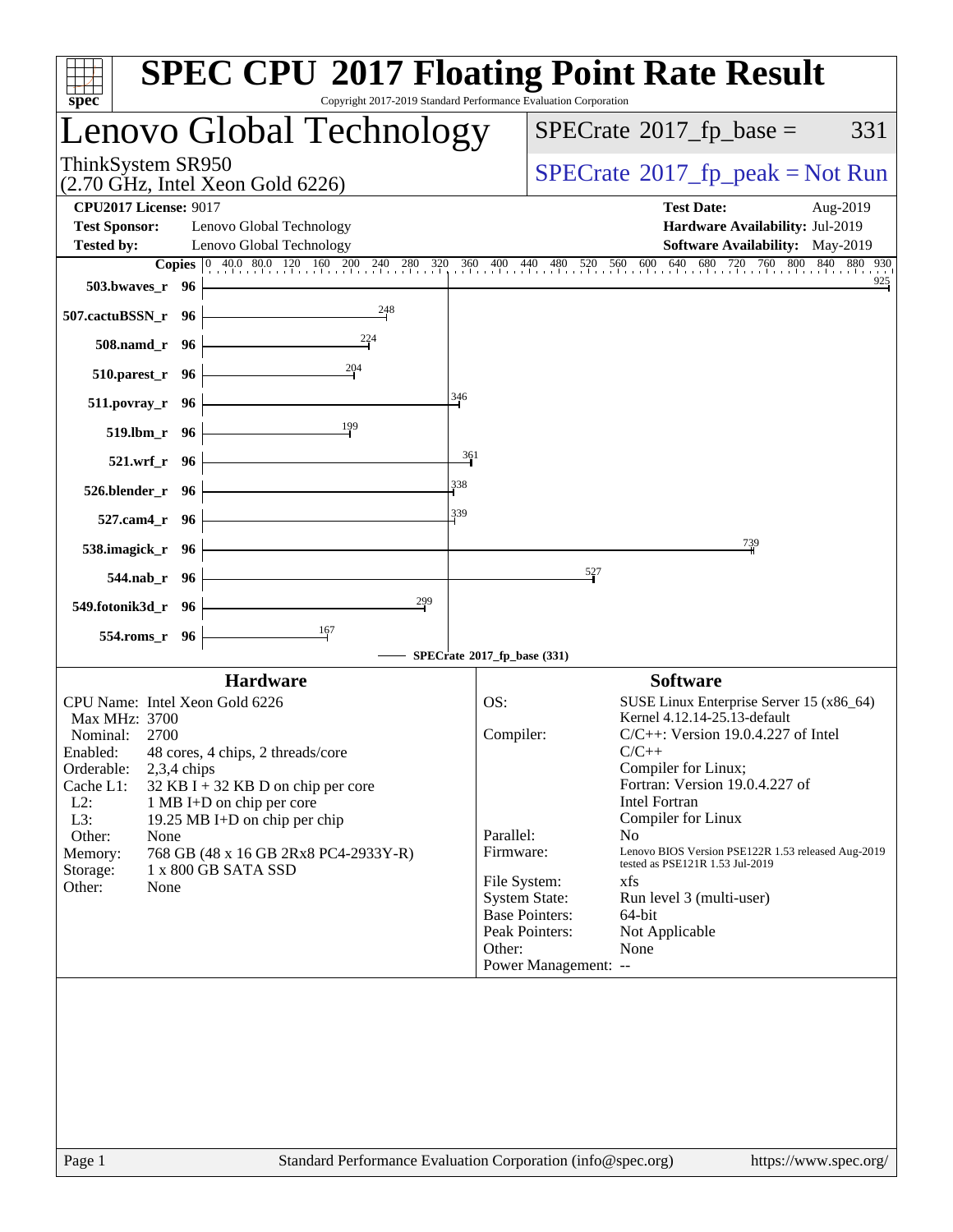# SPEC CPU 2017 Floating Point Rate Result

Copyright 2017-2019 Standard Performance Evaluation Corporation

## Lenovo Global Technology

ThinkSystem SR950
(2.70 GHz, Intel Xeon Gold 6226)

SPECrate 2017_fp_base = 331

SPECrate 2017_fp_peak = Not Run

**CPU2017 License:** 9017
**Test Sponsor:** Lenovo Global Technology
**Tested by:** Lenovo Global Technology

**Test Date:** Aug-2019
**Hardware Availability:** Jul-2019
**Software Availability:** May-2019

| Benchmark | Copies | SPECrate 2017_fp_base |
|---|---|---|
| 503.bwaves_r | 96 | 925 |
| 507.cactuBSSN_r | 96 | 248 |
| 508.namd_r | 96 | 224 |
| 510.parest_r | 96 | 204 |
| 511.povray_r | 96 | 346 |
| 519.lbm_r | 96 | 199 |
| 521.wrf_r | 96 | 361 |
| 526.blender_r | 96 | 338 |
| 527.cam4_r | 96 | 339 |
| 538.imagick_r | 96 | 739 |
| 544.nab_r | 96 | 527 |
| 549.fotonik3d_r | 96 | 299 |
| 554.roms_r | 96 | 167 |

SPECrate 2017_fp_base (331)

### Hardware

CPU Name: Intel Xeon Gold 6226
Max MHz: 3700
Nominal: 2700
Enabled: 48 cores, 4 chips, 2 threads/core
Orderable: 2,3,4 chips
Cache L1: 32 KB I + 32 KB D on chip per core
L2: 1 MB I+D on chip per core
L3: 19.25 MB I+D on chip per chip
Other: None
Memory: 768 GB (48 x 16 GB 2Rx8 PC4-2933Y-R)
Storage: 1 x 800 GB SATA SSD
Other: None

### Software

OS: SUSE Linux Enterprise Server 15 (x86_64) Kernel 4.12.14-25.13-default
Compiler: C/C++: Version 19.0.4.227 of Intel C/C++ Compiler for Linux; Fortran: Version 19.0.4.227 of Intel Fortran Compiler for Linux
Parallel: No
Firmware: Lenovo BIOS Version PSE122R 1.53 released Aug-2019 tested as PSE121R 1.53 Jul-2019
File System: xfs
System State: Run level 3 (multi-user)
Base Pointers: 64-bit
Peak Pointers: Not Applicable
Other: None
Power Management: --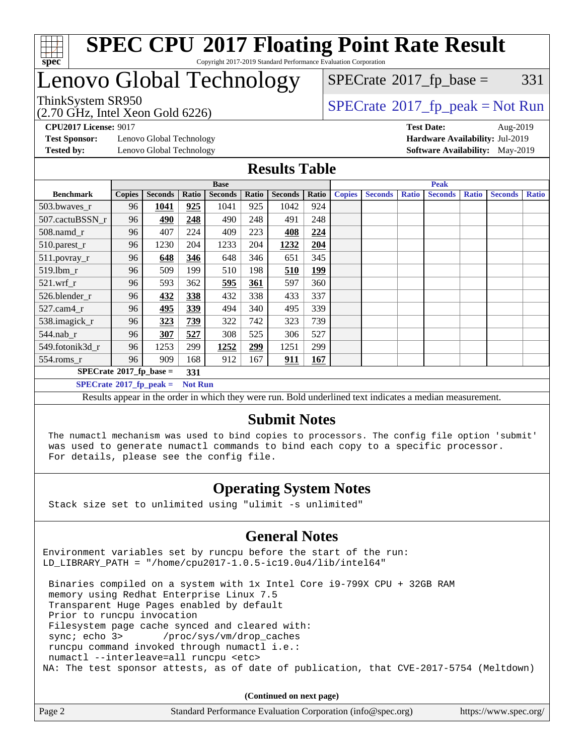# SPEC CPU 2017 Floating Point Rate Result

Copyright 2017-2019 Standard Performance Evaluation Corporation

## Lenovo Global Technology

ThinkSystem SR950
(2.70 GHz, Intel Xeon Gold 6226)

SPECrate 2017_fp_base = 331

SPECrate 2017_fp_peak = Not Run

**CPU2017 License:** 9017
**Test Sponsor:** Lenovo Global Technology
**Tested by:** Lenovo Global Technology

**Test Date:** Aug-2019
**Hardware Availability:** Jul-2019
**Software Availability:** May-2019

## Results Table

| Benchmark | Base | | | | | | | Peak | | | | | | |
|---|---|---|---|---|---|---|---|---|---|---|---|---|---|---|
| | Copies | Seconds | Ratio | Seconds | Ratio | Seconds | Ratio | Copies | Seconds | Ratio | Seconds | Ratio | Seconds | Ratio |
| 503.bwaves_r | 96 | **1041** | **925** | 1041 | 925 | 1042 | 924 | | | | | | | |
| 507.cactuBSSN_r | 96 | **490** | **248** | 490 | 248 | 491 | 248 | | | | | | | |
| 508.namd_r | 96 | 407 | 224 | 409 | 223 | **408** | **224** | | | | | | | |
| 510.parest_r | 96 | 1230 | 204 | 1233 | 204 | **1232** | **204** | | | | | | | |
| 511.povray_r | 96 | **648** | **346** | 648 | 346 | 651 | 345 | | | | | | | |
| 519.lbm_r | 96 | 509 | 199 | 510 | 198 | **510** | **199** | | | | | | | |
| 521.wrf_r | 96 | 593 | 362 | **595** | **361** | 597 | 360 | | | | | | | |
| 526.blender_r | 96 | **432** | **338** | 432 | 338 | 433 | 337 | | | | | | | |
| 527.cam4_r | 96 | **495** | **339** | 494 | 340 | 495 | 339 | | | | | | | |
| 538.imagick_r | 96 | **323** | **739** | 322 | 742 | 323 | 739 | | | | | | | |
| 544.nab_r | 96 | **307** | **527** | 308 | 525 | 306 | 527 | | | | | | | |
| 549.fotonik3d_r | 96 | 1253 | 299 | **1252** | **299** | 1251 | 299 | | | | | | | |
| 554.roms_r | 96 | 909 | 168 | 912 | 167 | **911** | **167** | | | | | | | |

**SPECrate 2017_fp_base = 331**

**SPECrate 2017_fp_peak = Not Run**

Results appear in the order in which they were run. Bold underlined text indicates a median measurement.

## Submit Notes

```
The numactl mechanism was used to bind copies to processors. The config file option 'submit'
was used to generate numactl commands to bind each copy to a specific processor.
For details, please see the config file.
```

## Operating System Notes

```
Stack size set to unlimited using "ulimit -s unlimited"
```

## General Notes

```
Environment variables set by runcpu before the start of the run:
LD_LIBRARY_PATH = "/home/cpu2017-1.0.5-ic19.0u4/lib/intel64"

 Binaries compiled on a system with 1x Intel Core i9-799X CPU + 32GB RAM
 memory using Redhat Enterprise Linux 7.5
 Transparent Huge Pages enabled by default
 Prior to runcpu invocation
 Filesystem page cache synced and cleared with:
 sync; echo 3>       /proc/sys/vm/drop_caches
 runcpu command invoked through numactl i.e.:
 numactl --interleave=all runcpu <etc>
NA: The test sponsor attests, as of date of publication, that CVE-2017-5754 (Meltdown)
```

**(Continued on next page)**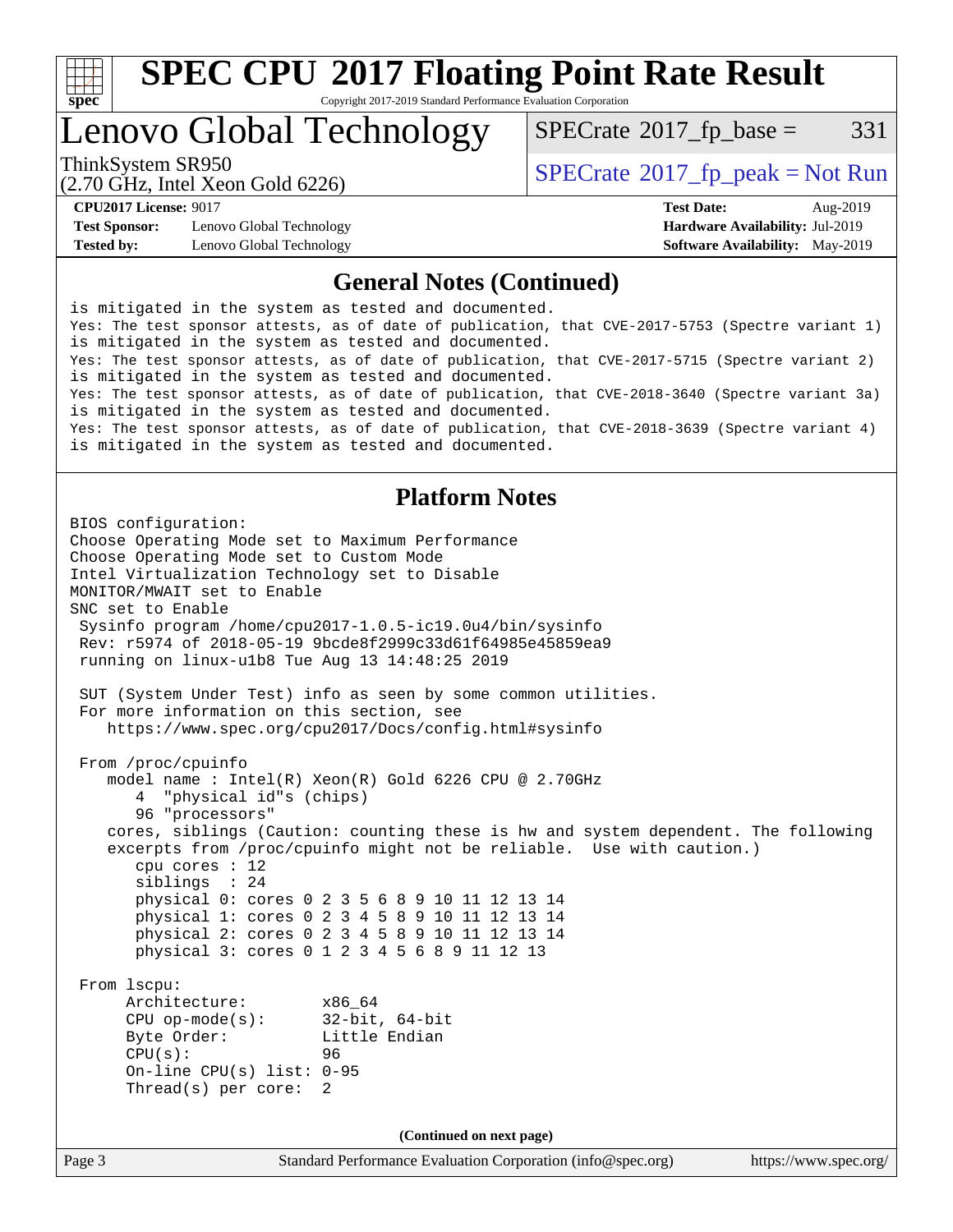## General Notes (Continued)

```
is mitigated in the system as tested and documented.
Yes: The test sponsor attests, as of date of publication, that CVE-2017-5753 (Spectre variant 1)
is mitigated in the system as tested and documented.
Yes: The test sponsor attests, as of date of publication, that CVE-2017-5715 (Spectre variant 2)
is mitigated in the system as tested and documented.
Yes: The test sponsor attests, as of date of publication, that CVE-2018-3640 (Spectre variant 3a)
is mitigated in the system as tested and documented.
Yes: The test sponsor attests, as of date of publication, that CVE-2018-3639 (Spectre variant 4)
is mitigated in the system as tested and documented.
```

## Platform Notes

```
BIOS configuration:
Choose Operating Mode set to Maximum Performance
Choose Operating Mode set to Custom Mode
Intel Virtualization Technology set to Disable
MONITOR/MWAIT set to Enable
SNC set to Enable
 Sysinfo program /home/cpu2017-1.0.5-ic19.0u4/bin/sysinfo
 Rev: r5974 of 2018-05-19 9bcde8f2999c33d61f64985e45859ea9
 running on linux-u1b8 Tue Aug 13 14:48:25 2019

 SUT (System Under Test) info as seen by some common utilities.
 For more information on this section, see
    https://www.spec.org/cpu2017/Docs/config.html#sysinfo

 From /proc/cpuinfo
    model name : Intel(R) Xeon(R) Gold 6226 CPU @ 2.70GHz
       4  "physical id"s (chips)
       96 "processors"
    cores, siblings (Caution: counting these is hw and system dependent. The following
    excerpts from /proc/cpuinfo might not be reliable.  Use with caution.)
       cpu cores : 12
       siblings  : 24
       physical 0: cores 0 2 3 5 6 8 9 10 11 12 13 14
       physical 1: cores 0 2 3 4 5 8 9 10 11 12 13 14
       physical 2: cores 0 2 3 4 5 8 9 10 11 12 13 14
       physical 3: cores 0 1 2 3 4 5 6 8 9 11 12 13

 From lscpu:
      Architecture:        x86_64
      CPU op-mode(s):      32-bit, 64-bit
      Byte Order:          Little Endian
      CPU(s):              96
      On-line CPU(s) list: 0-95
      Thread(s) per core:  2
```

(Continued on next page)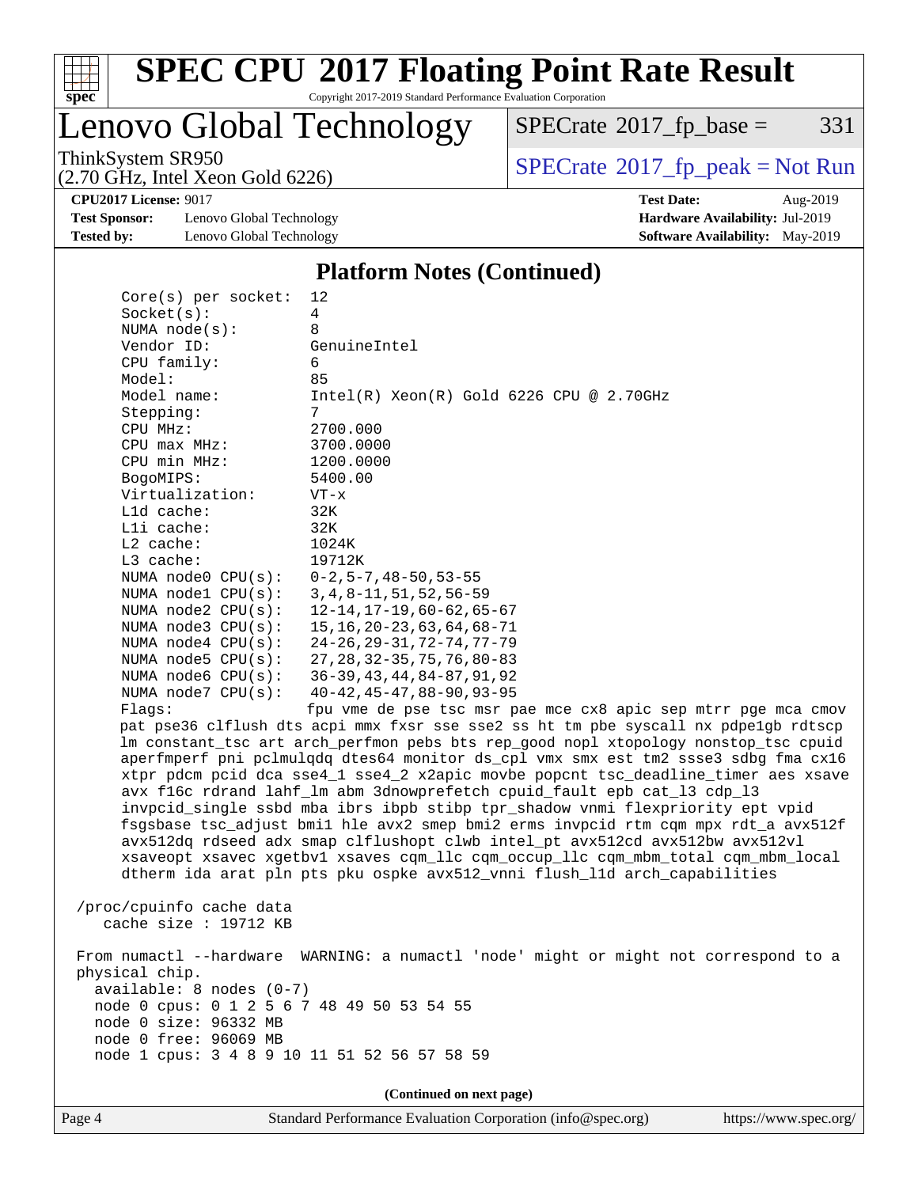# Platform Notes (Continued)

```
Core(s) per socket:  12
Socket(s):           4
NUMA node(s):        8
Vendor ID:           GenuineIntel
CPU family:          6
Model:               85
Model name:          Intel(R) Xeon(R) Gold 6226 CPU @ 2.70GHz
Stepping:            7
CPU MHz:             2700.000
CPU max MHz:         3700.0000
CPU min MHz:         1200.0000
BogoMIPS:            5400.00
Virtualization:      VT-x
L1d cache:           32K
L1i cache:           32K
L2 cache:            1024K
L3 cache:            19712K
NUMA node0 CPU(s):   0-2,5-7,48-50,53-55
NUMA node1 CPU(s):   3,4,8-11,51,52,56-59
NUMA node2 CPU(s):   12-14,17-19,60-62,65-67
NUMA node3 CPU(s):   15,16,20-23,63,64,68-71
NUMA node4 CPU(s):   24-26,29-31,72-74,77-79
NUMA node5 CPU(s):   27,28,32-35,75,76,80-83
NUMA node6 CPU(s):   36-39,43,44,84-87,91,92
NUMA node7 CPU(s):   40-42,45-47,88-90,93-95
Flags:               fpu vme de pse tsc msr pae mce cx8 apic sep mtrr pge mca cmov
pat pse36 clflush dts acpi mmx fxsr sse sse2 ss ht tm pbe syscall nx pdpe1gb rdtscp
lm constant_tsc art arch_perfmon pebs bts rep_good nopl xtopology nonstop_tsc cpuid
aperfmperf pni pclmulqdq dtes64 monitor ds_cpl vmx smx est tm2 ssse3 sdbg fma cx16
xtpr pdcm pcid dca sse4_1 sse4_2 x2apic movbe popcnt tsc_deadline_timer aes xsave
avx f16c rdrand lahf_lm abm 3dnowprefetch cpuid_fault epb cat_l3 cdp_l3
invpcid_single ssbd mba ibrs ibpb stibp tpr_shadow vnmi flexpriority ept vpid
fsgsbase tsc_adjust bmi1 hle avx2 smep bmi2 erms invpcid rtm cqm mpx rdt_a avx512f
avx512dq rdseed adx smap clflushopt clwb intel_pt avx512cd avx512bw avx512vl
xsaveopt xsavec xgetbv1 xsaves cqm_llc cqm_occup_llc cqm_mbm_total cqm_mbm_local
dtherm ida arat pln pts pku ospke avx512_vnni flush_l1d arch_capabilities

/proc/cpuinfo cache data
   cache size : 19712 KB

From numactl --hardware  WARNING: a numactl 'node' might or might not correspond to a
physical chip.
  available: 8 nodes (0-7)
  node 0 cpus: 0 1 2 5 6 7 48 49 50 53 54 55
  node 0 size: 96332 MB
  node 0 free: 96069 MB
  node 1 cpus: 3 4 8 9 10 11 51 52 56 57 58 59
```

**(Continued on next page)**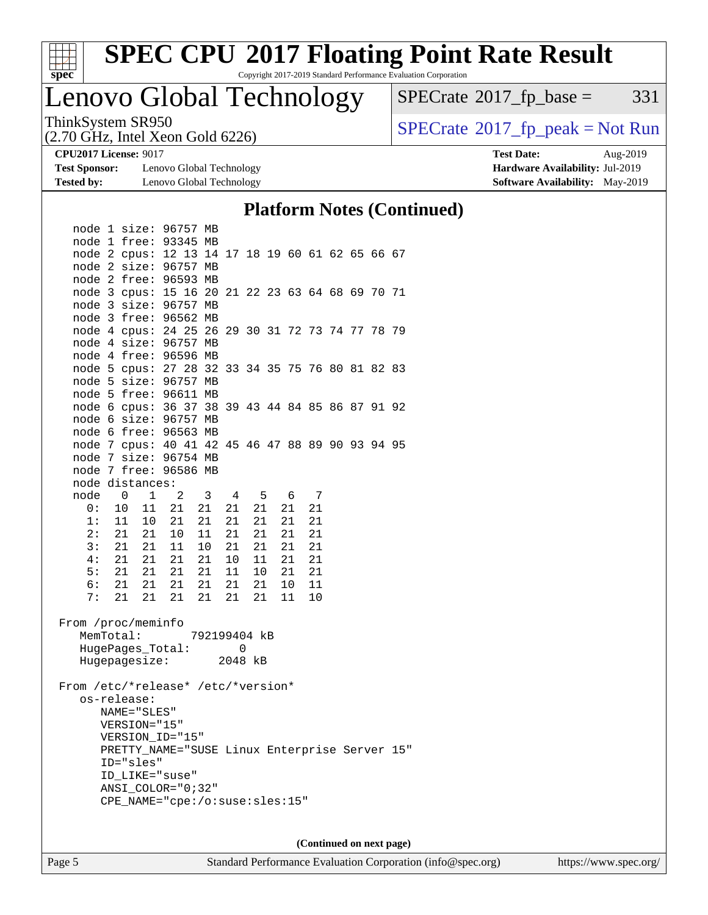## Platform Notes (Continued)

```
   node 1 size: 96757 MB
   node 1 free: 93345 MB
   node 2 cpus: 12 13 14 17 18 19 60 61 62 65 66 67
   node 2 size: 96757 MB
   node 2 free: 96593 MB
   node 3 cpus: 15 16 20 21 22 23 63 64 68 69 70 71
   node 3 size: 96757 MB
   node 3 free: 96562 MB
   node 4 cpus: 24 25 26 29 30 31 72 73 74 77 78 79
   node 4 size: 96757 MB
   node 4 free: 96596 MB
   node 5 cpus: 27 28 32 33 34 35 75 76 80 81 82 83
   node 5 size: 96757 MB
   node 5 free: 96611 MB
   node 6 cpus: 36 37 38 39 43 44 84 85 86 87 91 92
   node 6 size: 96757 MB
   node 6 free: 96563 MB
   node 7 cpus: 40 41 42 45 46 47 88 89 90 93 94 95
   node 7 size: 96754 MB
   node 7 free: 96586 MB
   node distances:
   node   0   1   2   3   4   5   6   7
     0:  10  11  21  21  21  21  21  21
     1:  11  10  21  21  21  21  21  21
     2:  21  21  10  11  21  21  21  21
     3:  21  21  11  10  21  21  21  21
     4:  21  21  21  21  10  11  21  21
     5:  21  21  21  21  11  10  21  21
     6:  21  21  21  21  21  21  10  11
     7:  21  21  21  21  21  21  11  10

 From /proc/meminfo
    MemTotal:       792199404 kB
    HugePages_Total:       0
    Hugepagesize:       2048 kB

 From /etc/*release* /etc/*version*
    os-release:
       NAME="SLES"
       VERSION="15"
       VERSION_ID="15"
       PRETTY_NAME="SUSE Linux Enterprise Server 15"
       ID="sles"
       ID_LIKE="suse"
       ANSI_COLOR="0;32"
       CPE_NAME="cpe:/o:suse:sles:15"
```

**(Continued on next page)**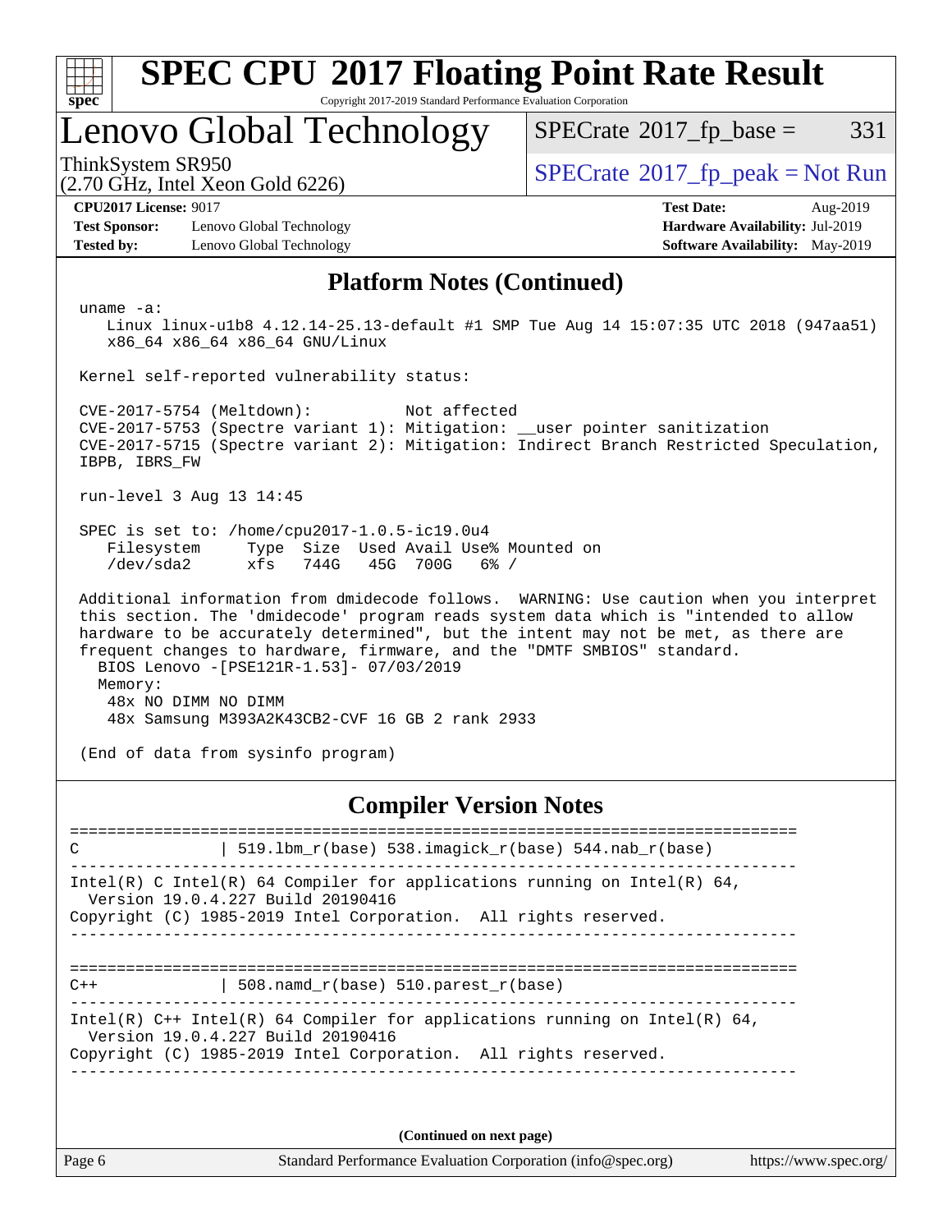## Platform Notes (Continued)

```
uname -a:
   Linux linux-u1b8 4.12.14-25.13-default #1 SMP Tue Aug 14 15:07:35 UTC 2018 (947aa51)
   x86_64 x86_64 x86_64 GNU/Linux

Kernel self-reported vulnerability status:

CVE-2017-5754 (Meltdown):          Not affected
CVE-2017-5753 (Spectre variant 1): Mitigation: __user pointer sanitization
CVE-2017-5715 (Spectre variant 2): Mitigation: Indirect Branch Restricted Speculation,
IBPB, IBRS_FW

run-level 3 Aug 13 14:45

SPEC is set to: /home/cpu2017-1.0.5-ic19.0u4
   Filesystem     Type  Size  Used Avail Use% Mounted on
   /dev/sda2      xfs   744G   45G  700G   6% /

Additional information from dmidecode follows.  WARNING: Use caution when you interpret
this section. The 'dmidecode' program reads system data which is "intended to allow
hardware to be accurately determined", but the intent may not be met, as there are
frequent changes to hardware, firmware, and the "DMTF SMBIOS" standard.
  BIOS Lenovo -[PSE121R-1.53]- 07/03/2019
  Memory:
    48x NO DIMM NO DIMM
    48x Samsung M393A2K43CB2-CVF 16 GB 2 rank 2933

(End of data from sysinfo program)
```

## Compiler Version Notes

```
==============================================================================
C               | 519.lbm_r(base) 538.imagick_r(base) 544.nab_r(base)
------------------------------------------------------------------------------
Intel(R) C Intel(R) 64 Compiler for applications running on Intel(R) 64,
  Version 19.0.4.227 Build 20190416
Copyright (C) 1985-2019 Intel Corporation.  All rights reserved.
------------------------------------------------------------------------------

==============================================================================
C++             | 508.namd_r(base) 510.parest_r(base)
------------------------------------------------------------------------------
Intel(R) C++ Intel(R) 64 Compiler for applications running on Intel(R) 64,
  Version 19.0.4.227 Build 20190416
Copyright (C) 1985-2019 Intel Corporation.  All rights reserved.
------------------------------------------------------------------------------
```

**(Continued on next page)**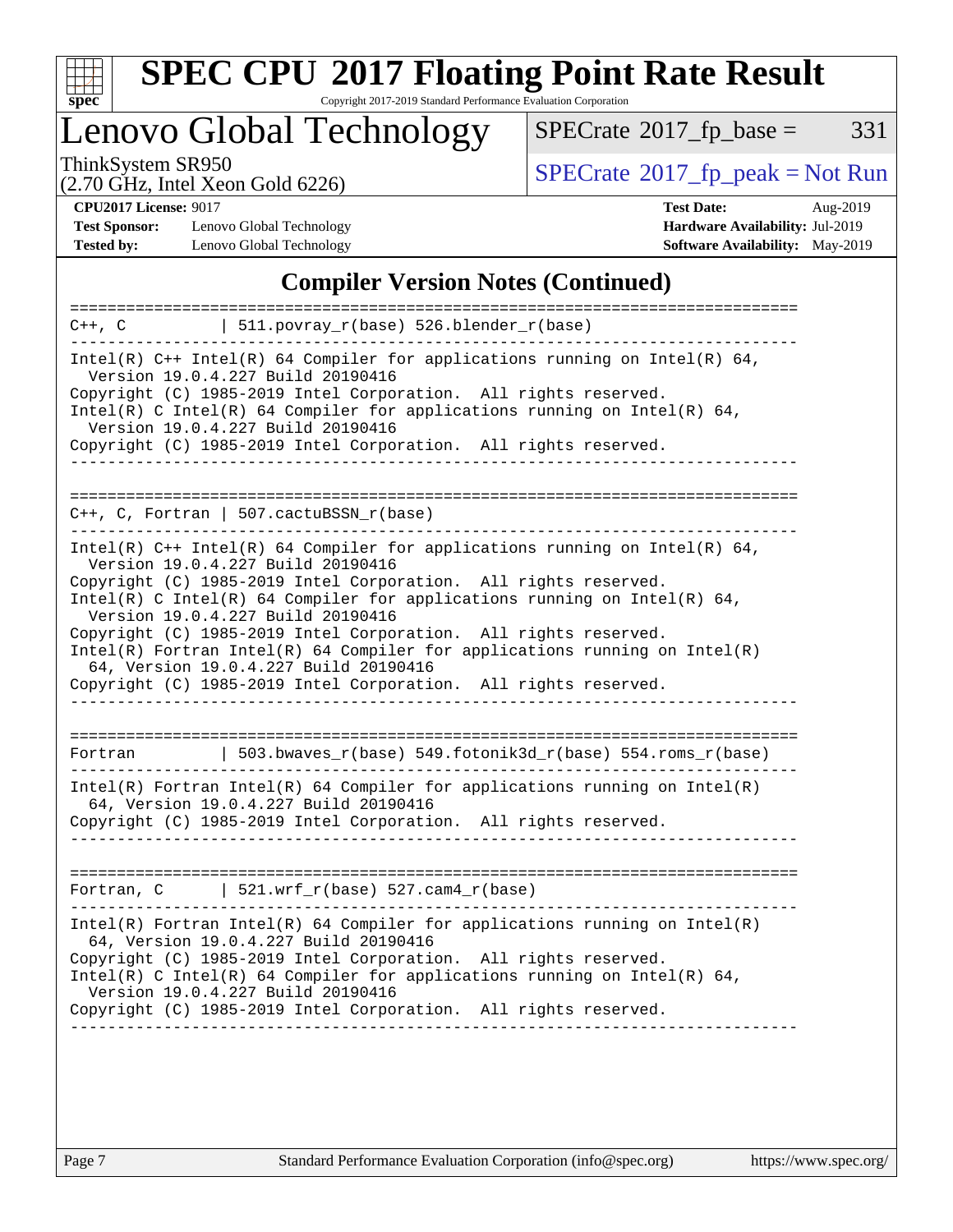## Compiler Version Notes (Continued)

```
==============================================================================
C++, C          | 511.povray_r(base) 526.blender_r(base)
------------------------------------------------------------------------------
Intel(R) C++ Intel(R) 64 Compiler for applications running on Intel(R) 64,
  Version 19.0.4.227 Build 20190416
Copyright (C) 1985-2019 Intel Corporation.  All rights reserved.
Intel(R) C Intel(R) 64 Compiler for applications running on Intel(R) 64,
  Version 19.0.4.227 Build 20190416
Copyright (C) 1985-2019 Intel Corporation.  All rights reserved.
------------------------------------------------------------------------------

==============================================================================
C++, C, Fortran | 507.cactuBSSN_r(base)
------------------------------------------------------------------------------
Intel(R) C++ Intel(R) 64 Compiler for applications running on Intel(R) 64,
  Version 19.0.4.227 Build 20190416
Copyright (C) 1985-2019 Intel Corporation.  All rights reserved.
Intel(R) C Intel(R) 64 Compiler for applications running on Intel(R) 64,
  Version 19.0.4.227 Build 20190416
Copyright (C) 1985-2019 Intel Corporation.  All rights reserved.
Intel(R) Fortran Intel(R) 64 Compiler for applications running on Intel(R)
  64, Version 19.0.4.227 Build 20190416
Copyright (C) 1985-2019 Intel Corporation.  All rights reserved.
------------------------------------------------------------------------------

==============================================================================
Fortran         | 503.bwaves_r(base) 549.fotonik3d_r(base) 554.roms_r(base)
------------------------------------------------------------------------------
Intel(R) Fortran Intel(R) 64 Compiler for applications running on Intel(R)
  64, Version 19.0.4.227 Build 20190416
Copyright (C) 1985-2019 Intel Corporation.  All rights reserved.
------------------------------------------------------------------------------

==============================================================================
Fortran, C      | 521.wrf_r(base) 527.cam4_r(base)
------------------------------------------------------------------------------
Intel(R) Fortran Intel(R) 64 Compiler for applications running on Intel(R)
  64, Version 19.0.4.227 Build 20190416
Copyright (C) 1985-2019 Intel Corporation.  All rights reserved.
Intel(R) C Intel(R) 64 Compiler for applications running on Intel(R) 64,
  Version 19.0.4.227 Build 20190416
Copyright (C) 1985-2019 Intel Corporation.  All rights reserved.
------------------------------------------------------------------------------
```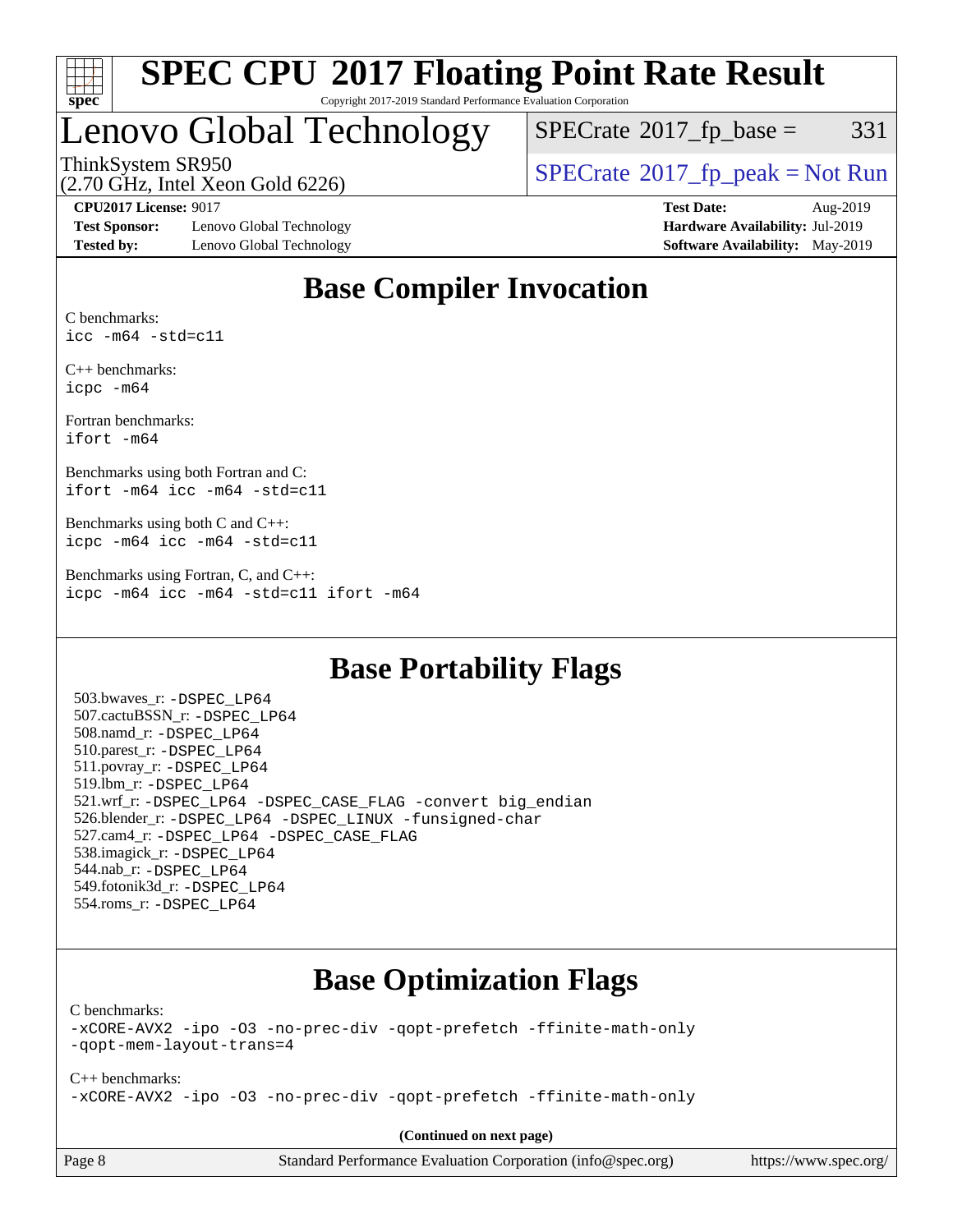# SPEC CPU 2017 Floating Point Rate Result

Copyright 2017-2019 Standard Performance Evaluation Corporation

## Lenovo Global Technology

ThinkSystem SR950
(2.70 GHz, Intel Xeon Gold 6226)

SPECrate 2017_fp_base = 331

SPECrate 2017_fp_peak = Not Run

**CPU2017 License:** 9017
**Test Sponsor:** Lenovo Global Technology
**Tested by:** Lenovo Global Technology

**Test Date:** Aug-2019
**Hardware Availability:** Jul-2019
**Software Availability:** May-2019

## Base Compiler Invocation

C benchmarks:
`icc -m64 -std=c11`

C++ benchmarks:
`icpc -m64`

Fortran benchmarks:
`ifort -m64`

Benchmarks using both Fortran and C:
`ifort -m64 icc -m64 -std=c11`

Benchmarks using both C and C++:
`icpc -m64 icc -m64 -std=c11`

Benchmarks using Fortran, C, and C++:
`icpc -m64 icc -m64 -std=c11 ifort -m64`

## Base Portability Flags

503.bwaves_r: `-DSPEC_LP64`
507.cactuBSSN_r: `-DSPEC_LP64`
508.namd_r: `-DSPEC_LP64`
510.parest_r: `-DSPEC_LP64`
511.povray_r: `-DSPEC_LP64`
519.lbm_r: `-DSPEC_LP64`
521.wrf_r: `-DSPEC_LP64 -DSPEC_CASE_FLAG -convert big_endian`
526.blender_r: `-DSPEC_LP64 -DSPEC_LINUX -funsigned-char`
527.cam4_r: `-DSPEC_LP64 -DSPEC_CASE_FLAG`
538.imagick_r: `-DSPEC_LP64`
544.nab_r: `-DSPEC_LP64`
549.fotonik3d_r: `-DSPEC_LP64`
554.roms_r: `-DSPEC_LP64`

## Base Optimization Flags

C benchmarks:
`-xCORE-AVX2 -ipo -O3 -no-prec-div -qopt-prefetch -ffinite-math-only -qopt-mem-layout-trans=4`

C++ benchmarks:
`-xCORE-AVX2 -ipo -O3 -no-prec-div -qopt-prefetch -ffinite-math-only`

**(Continued on next page)**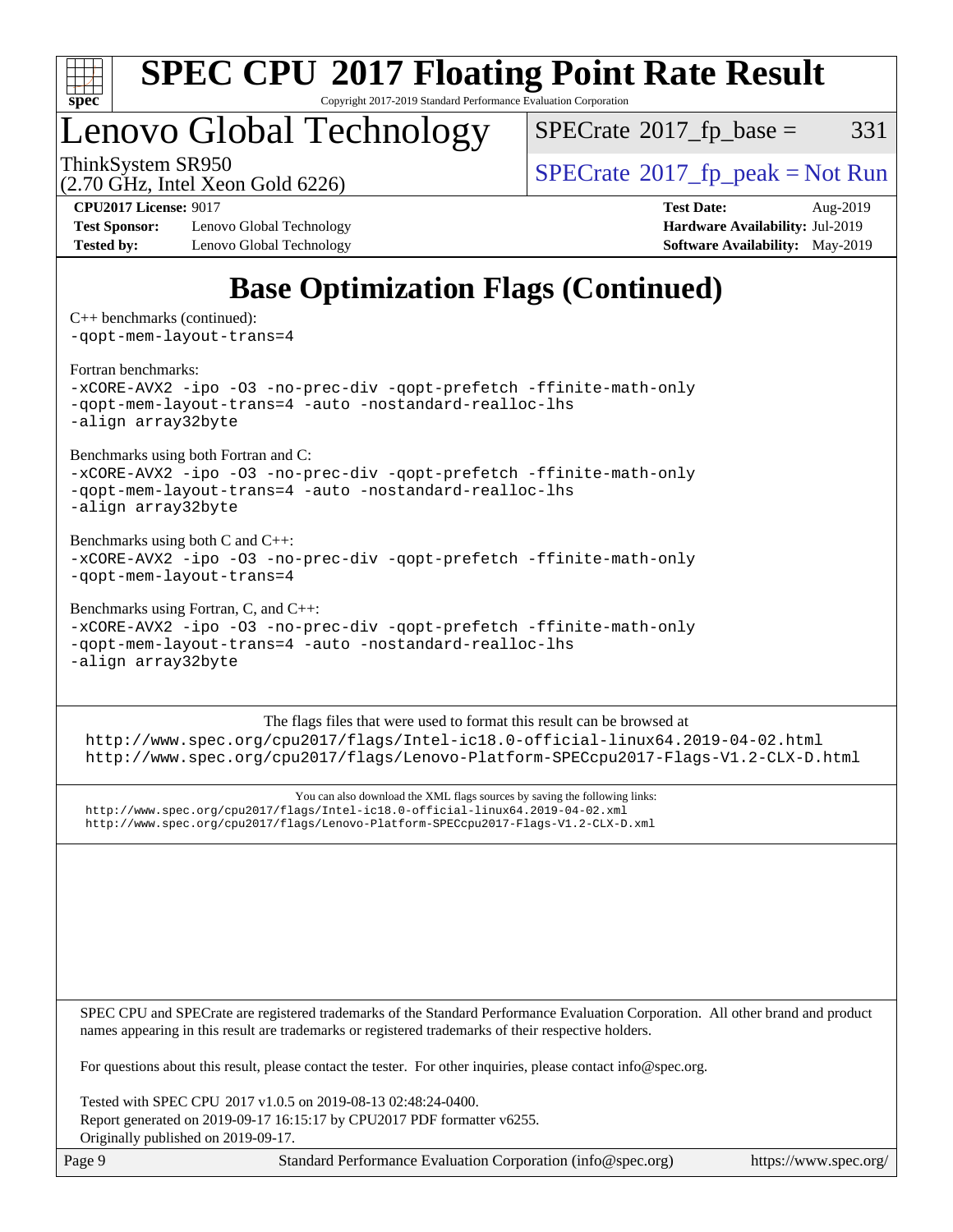## Base Optimization Flags (Continued)

C++ benchmarks (continued):
-qopt-mem-layout-trans=4

Fortran benchmarks:
-xCORE-AVX2 -ipo -O3 -no-prec-div -qopt-prefetch -ffinite-math-only
-qopt-mem-layout-trans=4 -auto -nostandard-realloc-lhs
-align array32byte

Benchmarks using both Fortran and C:
-xCORE-AVX2 -ipo -O3 -no-prec-div -qopt-prefetch -ffinite-math-only
-qopt-mem-layout-trans=4 -auto -nostandard-realloc-lhs
-align array32byte

Benchmarks using both C and C++:
-xCORE-AVX2 -ipo -O3 -no-prec-div -qopt-prefetch -ffinite-math-only
-qopt-mem-layout-trans=4

Benchmarks using Fortran, C, and C++:
-xCORE-AVX2 -ipo -O3 -no-prec-div -qopt-prefetch -ffinite-math-only
-qopt-mem-layout-trans=4 -auto -nostandard-realloc-lhs
-align array32byte

The flags files that were used to format this result can be browsed at
http://www.spec.org/cpu2017/flags/Intel-ic18.0-official-linux64.2019-04-02.html
http://www.spec.org/cpu2017/flags/Lenovo-Platform-SPECcpu2017-Flags-V1.2-CLX-D.html

You can also download the XML flags sources by saving the following links:
http://www.spec.org/cpu2017/flags/Intel-ic18.0-official-linux64.2019-04-02.xml
http://www.spec.org/cpu2017/flags/Lenovo-Platform-SPECcpu2017-Flags-V1.2-CLX-D.xml

SPEC CPU and SPECrate are registered trademarks of the Standard Performance Evaluation Corporation. All other brand and product names appearing in this result are trademarks or registered trademarks of their respective holders.

For questions about this result, please contact the tester. For other inquiries, please contact info@spec.org.

Tested with SPEC CPU 2017 v1.0.5 on 2019-08-13 02:48:24-0400.
Report generated on 2019-09-17 16:15:17 by CPU2017 PDF formatter v6255.
Originally published on 2019-09-17.